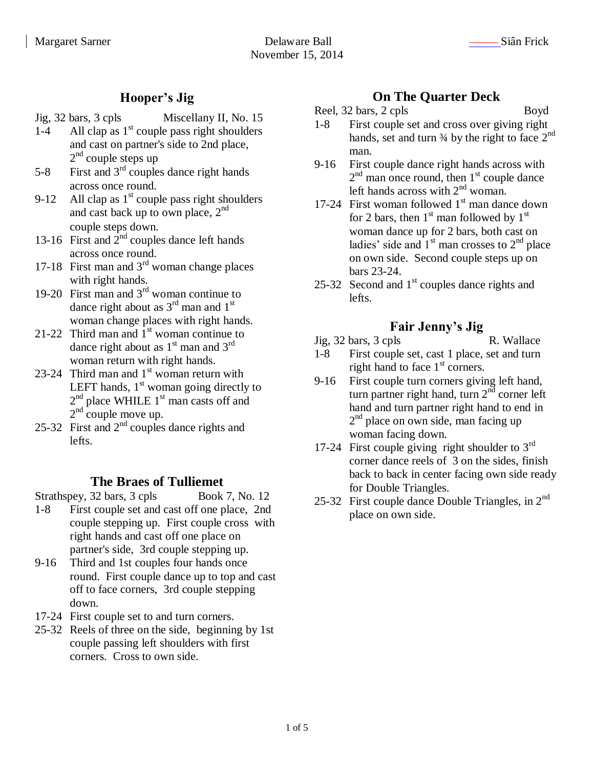Margaret Sarner — Delaware Ball — Siân Frick

November 15, 2014

## Hooper's Jig

Jig, 32 bars, 3 cpls — Miscellany II, No. 15

- 1-4 All clap as 1st couple pass right shoulders and cast on partner's side to 2nd place, 2nd couple steps up
- 5-8 First and 3rd couples dance right hands across once round.
- 9-12 All clap as 1st couple pass right shoulders and cast back up to own place, 2nd couple steps down.
- 13-16 First and 2nd couples dance left hands across once round.
- 17-18 First man and 3rd woman change places with right hands.
- 19-20 First man and 3rd woman continue to dance right about as 3rd man and 1st woman change places with right hands.
- 21-22 Third man and 1st woman continue to dance right about as 1st man and 3rd woman return with right hands.
- 23-24 Third man and 1st woman return with LEFT hands, 1st woman going directly to 2nd place WHILE 1st man casts off and 2nd couple move up.
- 25-32 First and 2nd couples dance rights and lefts.

## The Braes of Tulliemet

Strathspey, 32 bars, 3 cpls — Book 7, No. 12

- 1-8 First couple set and cast off one place, 2nd couple stepping up. First couple cross with right hands and cast off one place on partner's side, 3rd couple stepping up.
- 9-16 Third and 1st couples four hands once round. First couple dance up to top and cast off to face corners, 3rd couple stepping down.
- 17-24 First couple set to and turn corners.
- 25-32 Reels of three on the side, beginning by 1st couple passing left shoulders with first corners. Cross to own side.

## On The Quarter Deck

Reel, 32 bars, 2 cpls — Boyd

- 1-8 First couple set and cross over giving right hands, set and turn ¾ by the right to face 2nd man.
- 9-16 First couple dance right hands across with 2nd man once round, then 1st couple dance left hands across with 2nd woman.
- 17-24 First woman followed 1st man dance down for 2 bars, then 1st man followed by 1st woman dance up for 2 bars, both cast on ladies' side and 1st man crosses to 2nd place on own side. Second couple steps up on bars 23-24.
- 25-32 Second and 1st couples dance rights and lefts.

## Fair Jenny's Jig

Jig, 32 bars, 3 cpls — R. Wallace

- 1-8 First couple set, cast 1 place, set and turn right hand to face 1st corners.
- 9-16 First couple turn corners giving left hand, turn partner right hand, turn 2nd corner left hand and turn partner right hand to end in 2nd place on own side, man facing up woman facing down.
- 17-24 First couple giving right shoulder to 3rd corner dance reels of 3 on the sides, finish back to back in center facing own side ready for Double Triangles.
- 25-32 First couple dance Double Triangles, in 2nd place on own side.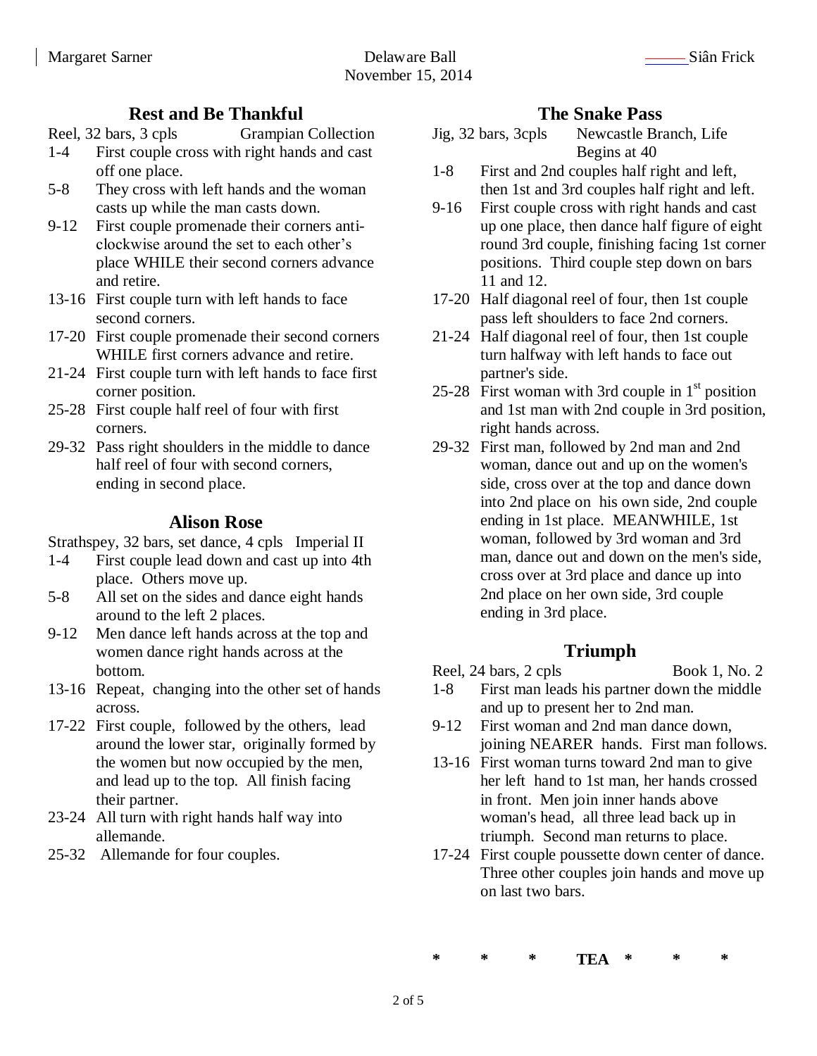## Rest and Be Thankful

Reel, 32 bars, 3 cpls Grampian Collection

- 1-4 First couple cross with right hands and cast off one place.
- 5-8 They cross with left hands and the woman casts up while the man casts down.
- 9-12 First couple promenade their corners anti-clockwise around the set to each other's place WHILE their second corners advance and retire.
- 13-16 First couple turn with left hands to face second corners.
- 17-20 First couple promenade their second corners WHILE first corners advance and retire.
- 21-24 First couple turn with left hands to face first corner position.
- 25-28 First couple half reel of four with first corners.
- 29-32 Pass right shoulders in the middle to dance half reel of four with second corners, ending in second place.

## Alison Rose

Strathspey, 32 bars, set dance, 4 cpls Imperial II

- 1-4 First couple lead down and cast up into 4th place. Others move up.
- 5-8 All set on the sides and dance eight hands around to the left 2 places.
- 9-12 Men dance left hands across at the top and women dance right hands across at the bottom.
- 13-16 Repeat, changing into the other set of hands across.
- 17-22 First couple, followed by the others, lead around the lower star, originally formed by the women but now occupied by the men, and lead up to the top. All finish facing their partner.
- 23-24 All turn with right hands half way into allemande.
- 25-32 Allemande for four couples.

## The Snake Pass

Jig, 32 bars, 3cpls Newcastle Branch, Life Begins at 40

- 1-8 First and 2nd couples half right and left, then 1st and 3rd couples half right and left.
- 9-16 First couple cross with right hands and cast up one place, then dance half figure of eight round 3rd couple, finishing facing 1st corner positions. Third couple step down on bars 11 and 12.
- 17-20 Half diagonal reel of four, then 1st couple pass left shoulders to face 2nd corners.
- 21-24 Half diagonal reel of four, then 1st couple turn halfway with left hands to face out partner's side.
- 25-28 First woman with 3rd couple in 1st position and 1st man with 2nd couple in 3rd position, right hands across.
- 29-32 First man, followed by 2nd man and 2nd woman, dance out and up on the women's side, cross over at the top and dance down into 2nd place on his own side, 2nd couple ending in 1st place. MEANWHILE, 1st woman, followed by 3rd woman and 3rd man, dance out and down on the men's side, cross over at 3rd place and dance up into 2nd place on her own side, 3rd couple ending in 3rd place.

## Triumph

Reel, 24 bars, 2 cpls Book 1, No. 2

- 1-8 First man leads his partner down the middle and up to present her to 2nd man.
- 9-12 First woman and 2nd man dance down, joining NEARER hands. First man follows.
- 13-16 First woman turns toward 2nd man to give her left hand to 1st man, her hands crossed in front. Men join inner hands above woman's head, all three lead back up in triumph. Second man returns to place.
- 17-24 First couple poussette down center of dance. Three other couples join hands and move up on last two bars.

**\* \* \* TEA \* \* \***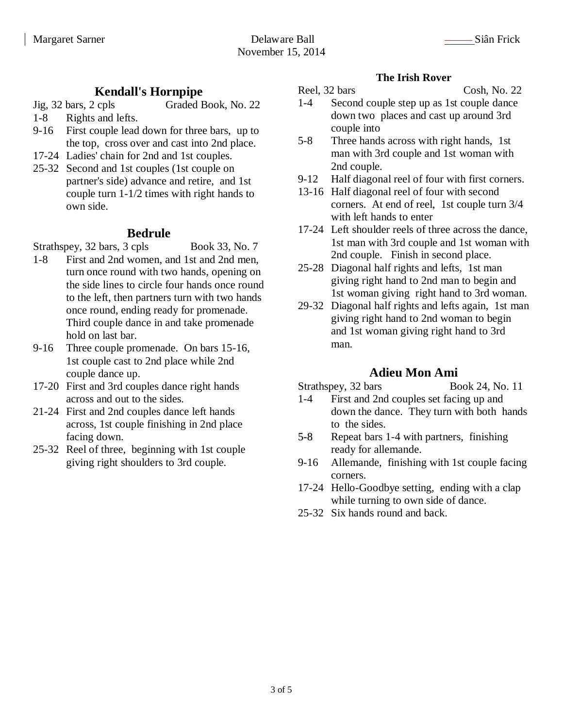## Kendall's Hornpipe

Jig, 32 bars, 2 cpls Graded Book, No. 22

- 1-8 Rights and lefts.
- 9-16 First couple lead down for three bars, up to the top, cross over and cast into 2nd place.
- 17-24 Ladies' chain for 2nd and 1st couples.
- 25-32 Second and 1st couples (1st couple on partner's side) advance and retire, and 1st couple turn 1-1/2 times with right hands to own side.

## Bedrule

Strathspey, 32 bars, 3 cpls Book 33, No. 7

- 1-8 First and 2nd women, and 1st and 2nd men, turn once round with two hands, opening on the side lines to circle four hands once round to the left, then partners turn with two hands once round, ending ready for promenade. Third couple dance in and take promenade hold on last bar.
- 9-16 Three couple promenade. On bars 15-16, 1st couple cast to 2nd place while 2nd couple dance up.
- 17-20 First and 3rd couples dance right hands across and out to the sides.
- 21-24 First and 2nd couples dance left hands across, 1st couple finishing in 2nd place facing down.
- 25-32 Reel of three, beginning with 1st couple giving right shoulders to 3rd couple.

### The Irish Rover

Reel, 32 bars Cosh, No. 22

- 1-4 Second couple step up as 1st couple dance down two places and cast up around 3rd couple into
- 5-8 Three hands across with right hands, 1st man with 3rd couple and 1st woman with 2nd couple.
- 9-12 Half diagonal reel of four with first corners.
- 13-16 Half diagonal reel of four with second corners. At end of reel, 1st couple turn 3/4 with left hands to enter
- 17-24 Left shoulder reels of three across the dance, 1st man with 3rd couple and 1st woman with 2nd couple. Finish in second place.
- 25-28 Diagonal half rights and lefts, 1st man giving right hand to 2nd man to begin and 1st woman giving right hand to 3rd woman.
- 29-32 Diagonal half rights and lefts again, 1st man giving right hand to 2nd woman to begin and 1st woman giving right hand to 3rd man.

## Adieu Mon Ami

Strathspey, 32 bars Book 24, No. 11

- 1-4 First and 2nd couples set facing up and down the dance. They turn with both hands to the sides.
- 5-8 Repeat bars 1-4 with partners, finishing ready for allemande.
- 9-16 Allemande, finishing with 1st couple facing corners.
- 17-24 Hello-Goodbye setting, ending with a clap while turning to own side of dance.
- 25-32 Six hands round and back.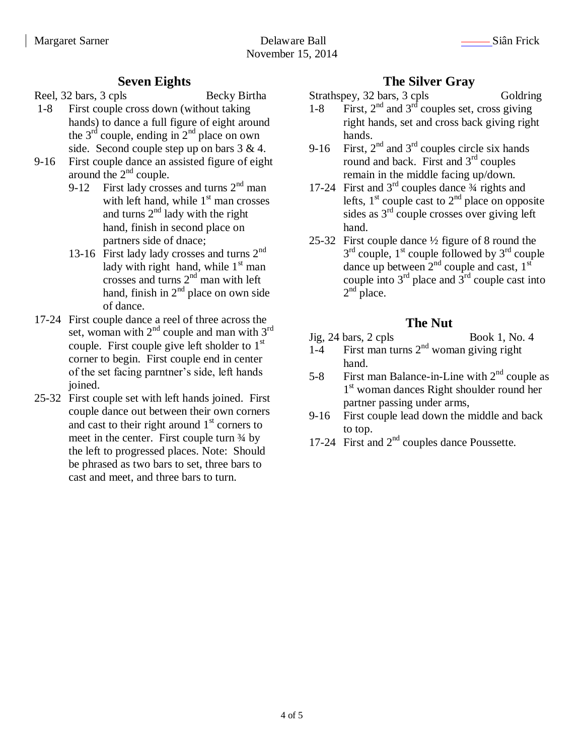## Seven Eights

Reel, 32 bars, 3 cpls Becky Birtha

- 1-8 First couple cross down (without taking hands) to dance a full figure of eight around the 3rd couple, ending in 2nd place on own side. Second couple step up on bars 3 & 4.
- 9-16 First couple dance an assisted figure of eight around the 2nd couple.
  - 9-12 First lady crosses and turns 2nd man with left hand, while 1st man crosses and turns 2nd lady with the right hand, finish in second place on partners side of dnace;
  - 13-16 First lady lady crosses and turns 2nd lady with right hand, while 1st man crosses and turns 2nd man with left hand, finish in 2nd place on own side of dance.
- 17-24 First couple dance a reel of three across the set, woman with 2nd couple and man with 3rd couple. First couple give left sholder to 1st corner to begin. First couple end in center of the set facing parntner's side, left hands joined.
- 25-32 First couple set with left hands joined. First couple dance out between their own corners and cast to their right around 1st corners to meet in the center. First couple turn ¾ by the left to progressed places. Note: Should be phrased as two bars to set, three bars to cast and meet, and three bars to turn.

## The Silver Gray

Strathspey, 32 bars, 3 cpls Goldring

- 1-8 First, 2nd and 3rd couples set, cross giving right hands, set and cross back giving right hands.
- 9-16 First, 2nd and 3rd couples circle six hands round and back. First and 3rd couples remain in the middle facing up/down.
- 17-24 First and 3rd couples dance ¾ rights and lefts, 1st couple cast to 2nd place on opposite sides as 3rd couple crosses over giving left hand.
- 25-32 First couple dance ½ figure of 8 round the 3rd couple, 1st couple followed by 3rd couple dance up between 2nd couple and cast, 1st couple into 3rd place and 3rd couple cast into 2nd place.

## The Nut

Jig, 24 bars, 2 cpls Book 1, No. 4

- 1-4 First man turns 2nd woman giving right hand.
- 5-8 First man Balance-in-Line with 2nd couple as 1st woman dances Right shoulder round her partner passing under arms,
- 9-16 First couple lead down the middle and back to top.
- 17-24 First and 2nd couples dance Poussette.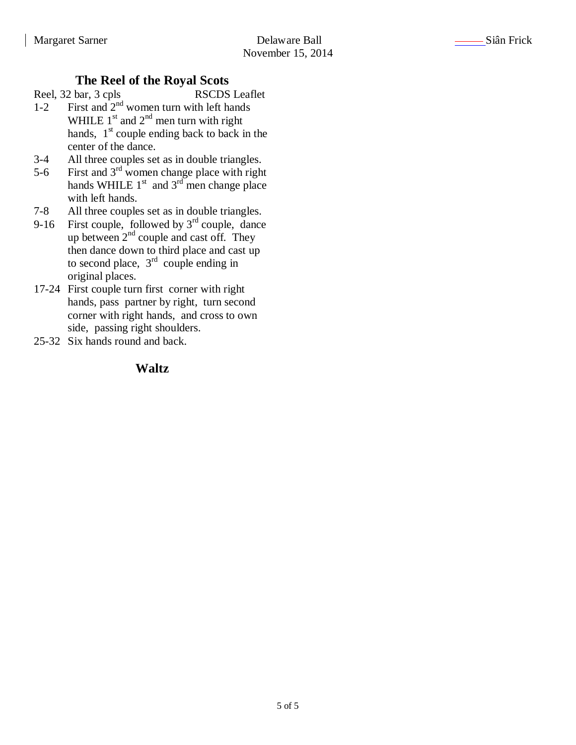## The Reel of the Royal Scots

Reel, 32 bar, 3 cpls RSCDS Leaflet

1-2 First and 2nd women turn with left hands WHILE 1st and 2nd men turn with right hands, 1st couple ending back to back in the center of the dance.

3-4 All three couples set as in double triangles.

5-6 First and 3rd women change place with right hands WHILE 1st and 3rd men change place with left hands.

7-8 All three couples set as in double triangles.

9-16 First couple, followed by 3rd couple, dance up between 2nd couple and cast off. They then dance down to third place and cast up to second place, 3rd couple ending in original places.

17-24 First couple turn first corner with right hands, pass partner by right, turn second corner with right hands, and cross to own side, passing right shoulders.

25-32 Six hands round and back.

## Waltz